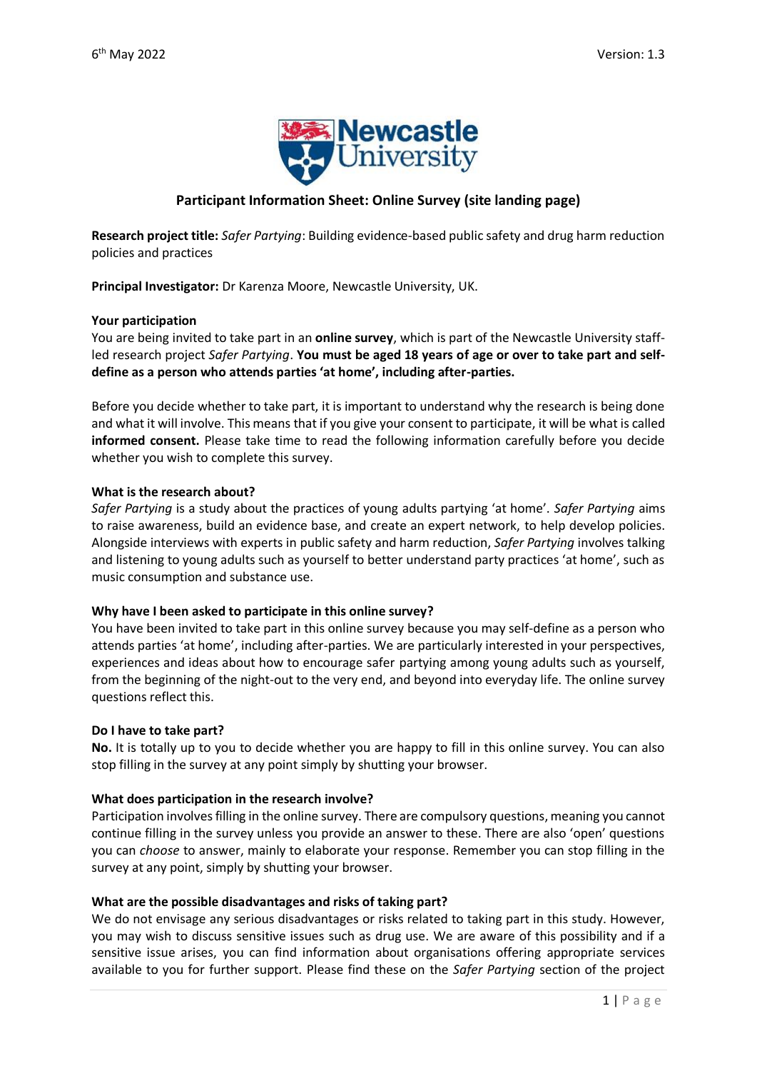6th May 2022 Version: 1.3

## Participant Information Sheet: Online Survey (site landing page)

**Research project title:** *Safer Partying*: Building evidence-based public safety and drug harm reduction policies and practices

**Principal Investigator:** Dr Karenza Moore, Newcastle University, UK.

**Your participation**

You are being invited to take part in an **online survey**, which is part of the Newcastle University staff-led research project *Safer Partying*. **You must be aged 18 years of age or over to take part and self-define as a person who attends parties 'at home', including after-parties.**

Before you decide whether to take part, it is important to understand why the research is being done and what it will involve. This means that if you give your consent to participate, it will be what is called **informed consent.** Please take time to read the following information carefully before you decide whether you wish to complete this survey.

**What is the research about?**

*Safer Partying* is a study about the practices of young adults partying 'at home'. *Safer Partying* aims to raise awareness, build an evidence base, and create an expert network, to help develop policies. Alongside interviews with experts in public safety and harm reduction, *Safer Partying* involves talking and listening to young adults such as yourself to better understand party practices 'at home', such as music consumption and substance use.

**Why have I been asked to participate in this online survey?**

You have been invited to take part in this online survey because you may self-define as a person who attends parties 'at home', including after-parties. We are particularly interested in your perspectives, experiences and ideas about how to encourage safer partying among young adults such as yourself, from the beginning of the night-out to the very end, and beyond into everyday life. The online survey questions reflect this.

**Do I have to take part?**

**No.** It is totally up to you to decide whether you are happy to fill in this online survey. You can also stop filling in the survey at any point simply by shutting your browser.

**What does participation in the research involve?**

Participation involves filling in the online survey. There are compulsory questions, meaning you cannot continue filling in the survey unless you provide an answer to these. There are also 'open' questions you can *choose* to answer, mainly to elaborate your response. Remember you can stop filling in the survey at any point, simply by shutting your browser.

**What are the possible disadvantages and risks of taking part?**

We do not envisage any serious disadvantages or risks related to taking part in this study. However, you may wish to discuss sensitive issues such as drug use. We are aware of this possibility and if a sensitive issue arises, you can find information about organisations offering appropriate services available to you for further support. Please find these on the *Safer Partying* section of the project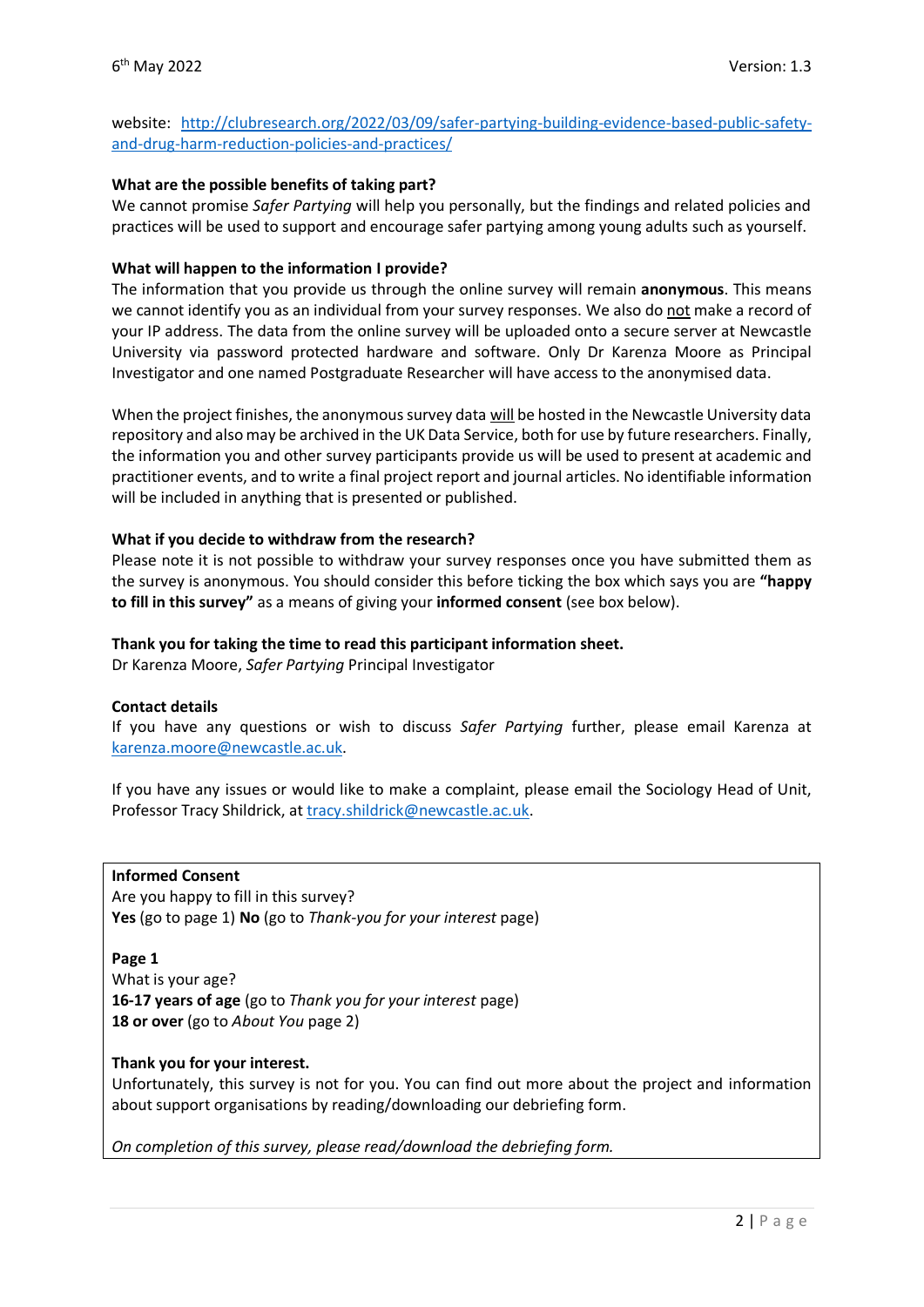website: [http://clubresearch.org/2022/03/09/safer-partying-building-evidence-based-public-safety-and-drug-harm-reduction-policies-and-practices/](http://clubresearch.org/2022/03/09/safer-partying-building-evidence-based-public-safety-and-drug-harm-reduction-policies-and-practices/)

**What are the possible benefits of taking part?**

We cannot promise *Safer Partying* will help you personally, but the findings and related policies and practices will be used to support and encourage safer partying among young adults such as yourself.

**What will happen to the information I provide?**

The information that you provide us through the online survey will remain **anonymous**. This means we cannot identify you as an individual from your survey responses. We also do not make a record of your IP address. The data from the online survey will be uploaded onto a secure server at Newcastle University via password protected hardware and software. Only Dr Karenza Moore as Principal Investigator and one named Postgraduate Researcher will have access to the anonymised data.

When the project finishes, the anonymous survey data will be hosted in the Newcastle University data repository and also may be archived in the UK Data Service, both for use by future researchers. Finally, the information you and other survey participants provide us will be used to present at academic and practitioner events, and to write a final project report and journal articles. No identifiable information will be included in anything that is presented or published.

**What if you decide to withdraw from the research?**

Please note it is not possible to withdraw your survey responses once you have submitted them as the survey is anonymous. You should consider this before ticking the box which says you are **"happy to fill in this survey"** as a means of giving your **informed consent** (see box below).

**Thank you for taking the time to read this participant information sheet.**

Dr Karenza Moore, *Safer Partying* Principal Investigator

**Contact details**

If you have any questions or wish to discuss *Safer Partying* further, please email Karenza at [karenza.moore@newcastle.ac.uk](mailto:karenza.moore@newcastle.ac.uk).

If you have any issues or would like to make a complaint, please email the Sociology Head of Unit, Professor Tracy Shildrick, at [tracy.shildrick@newcastle.ac.uk](mailto:tracy.shildrick@newcastle.ac.uk).

**Informed Consent**

Are you happy to fill in this survey?

**Yes** (go to page 1) **No** (go to *Thank-you for your interest* page)

**Page 1**

What is your age?

**16-17 years of age** (go to *Thank you for your interest* page)

**18 or over** (go to *About You* page 2)

**Thank you for your interest.**

Unfortunately, this survey is not for you. You can find out more about the project and information about support organisations by reading/downloading our debriefing form.

*On completion of this survey, please read/download the debriefing form.*